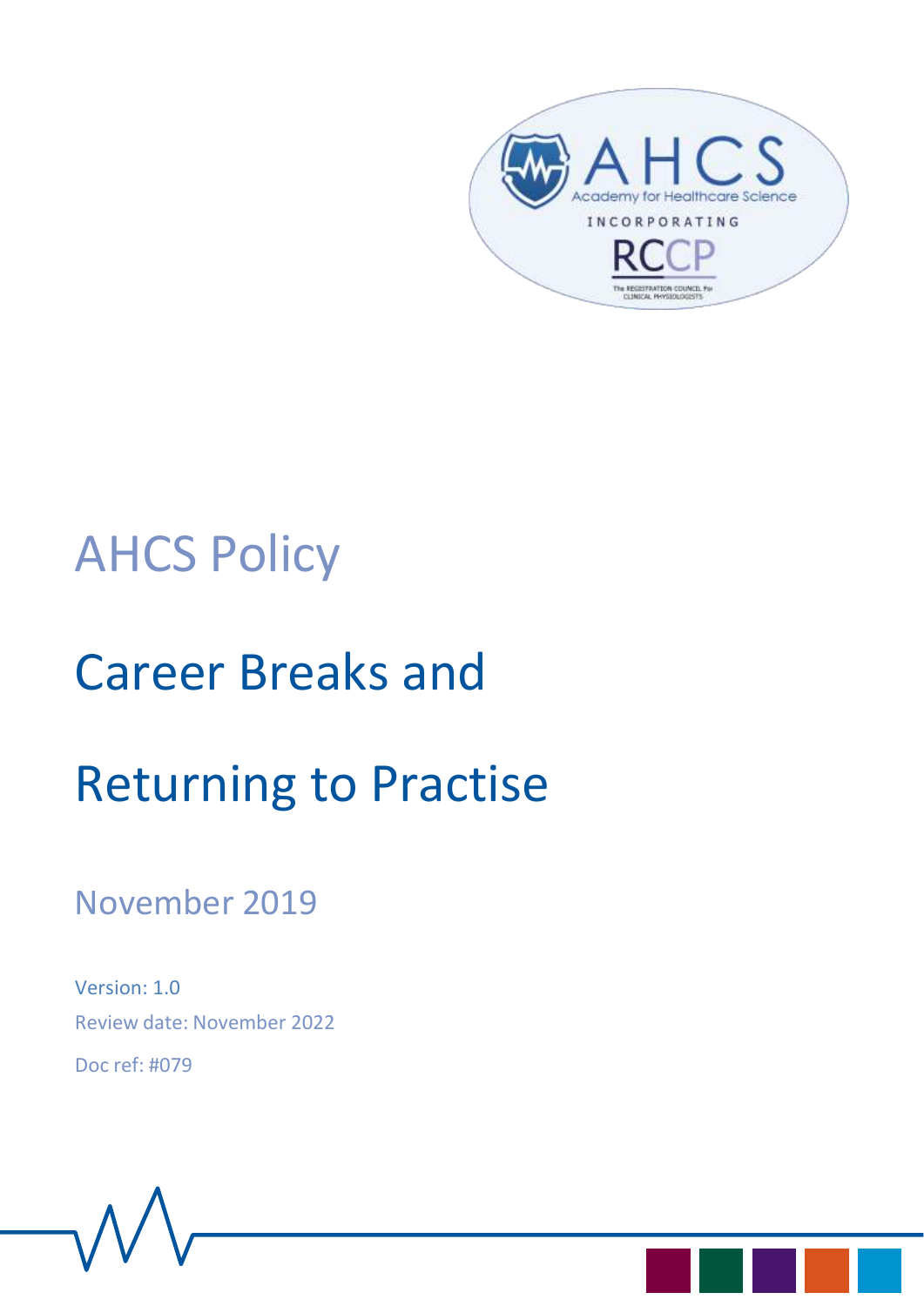AHCS Policy

# Career Breaks and Returning to Practise

November 2019

Version: 1.0

Review date: November 2022

Doc ref: #079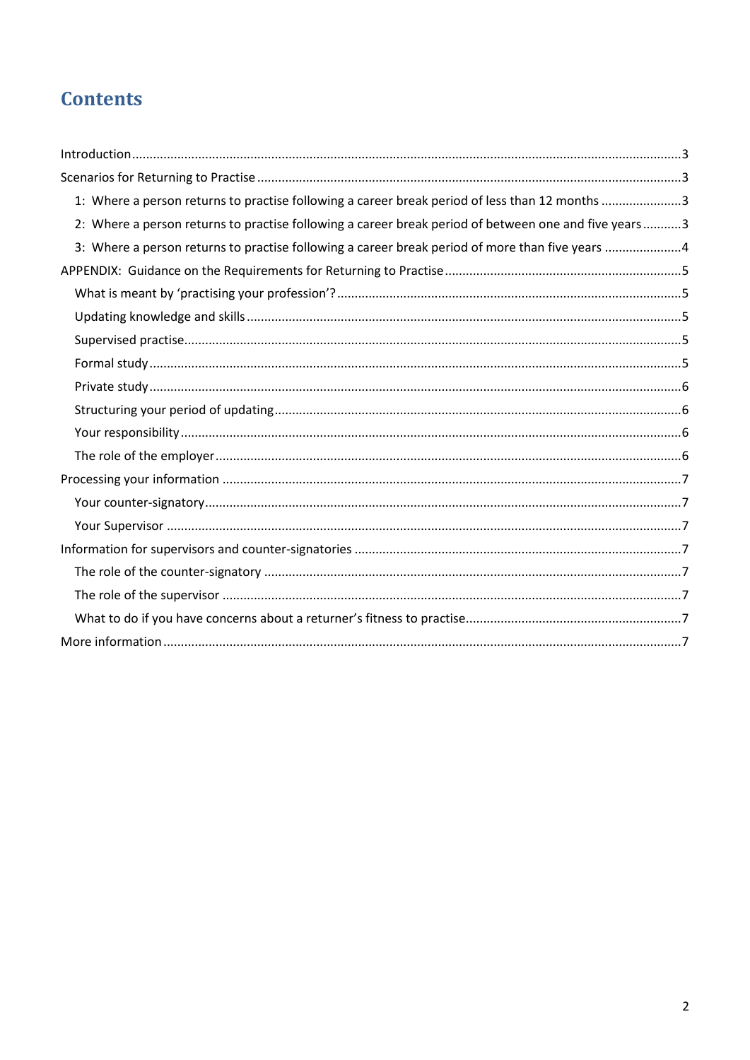# Contents

- Introduction ... 3
- Scenarios for Returning to Practise ... 3
  - 1: Where a person returns to practise following a career break period of less than 12 months ... 3
  - 2: Where a person returns to practise following a career break period of between one and five years ... 3
  - 3: Where a person returns to practise following a career break period of more than five years ... 4
- APPENDIX: Guidance on the Requirements for Returning to Practise ... 5
  - What is meant by 'practising your profession'? ... 5
  - Updating knowledge and skills ... 5
  - Supervised practise ... 5
  - Formal study ... 5
  - Private study ... 6
  - Structuring your period of updating ... 6
  - Your responsibility ... 6
  - The role of the employer ... 6
- Processing your information ... 7
  - Your counter-signatory ... 7
  - Your Supervisor ... 7
- Information for supervisors and counter-signatories ... 7
  - The role of the counter-signatory ... 7
  - The role of the supervisor ... 7
  - What to do if you have concerns about a returner's fitness to practise ... 7
- More information ... 7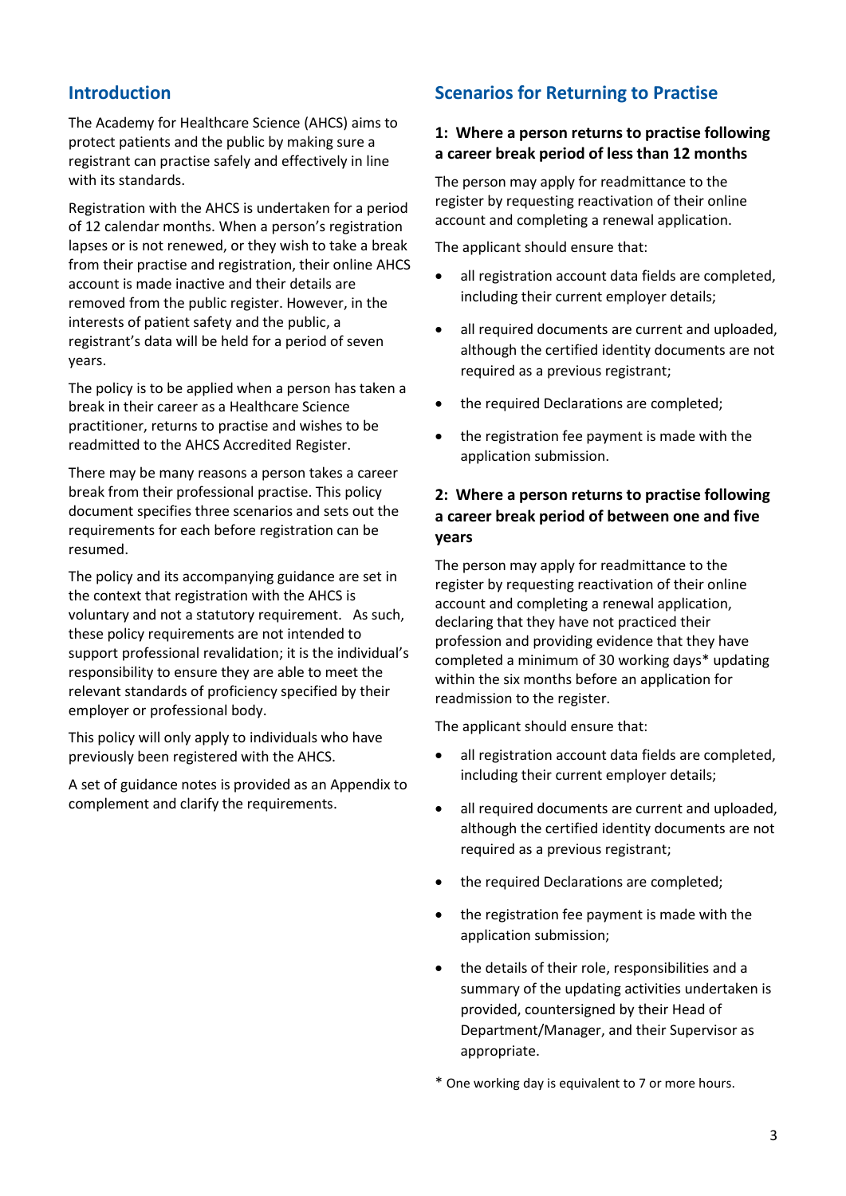## Introduction

The Academy for Healthcare Science (AHCS) aims to protect patients and the public by making sure a registrant can practise safely and effectively in line with its standards.

Registration with the AHCS is undertaken for a period of 12 calendar months. When a person's registration lapses or is not renewed, or they wish to take a break from their practise and registration, their online AHCS account is made inactive and their details are removed from the public register. However, in the interests of patient safety and the public, a registrant's data will be held for a period of seven years.

The policy is to be applied when a person has taken a break in their career as a Healthcare Science practitioner, returns to practise and wishes to be readmitted to the AHCS Accredited Register.

There may be many reasons a person takes a career break from their professional practise. This policy document specifies three scenarios and sets out the requirements for each before registration can be resumed.

The policy and its accompanying guidance are set in the context that registration with the AHCS is voluntary and not a statutory requirement. As such, these policy requirements are not intended to support professional revalidation; it is the individual's responsibility to ensure they are able to meet the relevant standards of proficiency specified by their employer or professional body.

This policy will only apply to individuals who have previously been registered with the AHCS.

A set of guidance notes is provided as an Appendix to complement and clarify the requirements.

## Scenarios for Returning to Practise

### 1: Where a person returns to practise following a career break period of less than 12 months

The person may apply for readmittance to the register by requesting reactivation of their online account and completing a renewal application.

The applicant should ensure that:

- all registration account data fields are completed, including their current employer details;
- all required documents are current and uploaded, although the certified identity documents are not required as a previous registrant;
- the required Declarations are completed;
- the registration fee payment is made with the application submission.

### 2: Where a person returns to practise following a career break period of between one and five years

The person may apply for readmittance to the register by requesting reactivation of their online account and completing a renewal application, declaring that they have not practiced their profession and providing evidence that they have completed a minimum of 30 working days* updating within the six months before an application for readmission to the register.

The applicant should ensure that:

- all registration account data fields are completed, including their current employer details;
- all required documents are current and uploaded, although the certified identity documents are not required as a previous registrant;
- the required Declarations are completed;
- the registration fee payment is made with the application submission;
- the details of their role, responsibilities and a summary of the updating activities undertaken is provided, countersigned by their Head of Department/Manager, and their Supervisor as appropriate.

\* One working day is equivalent to 7 or more hours.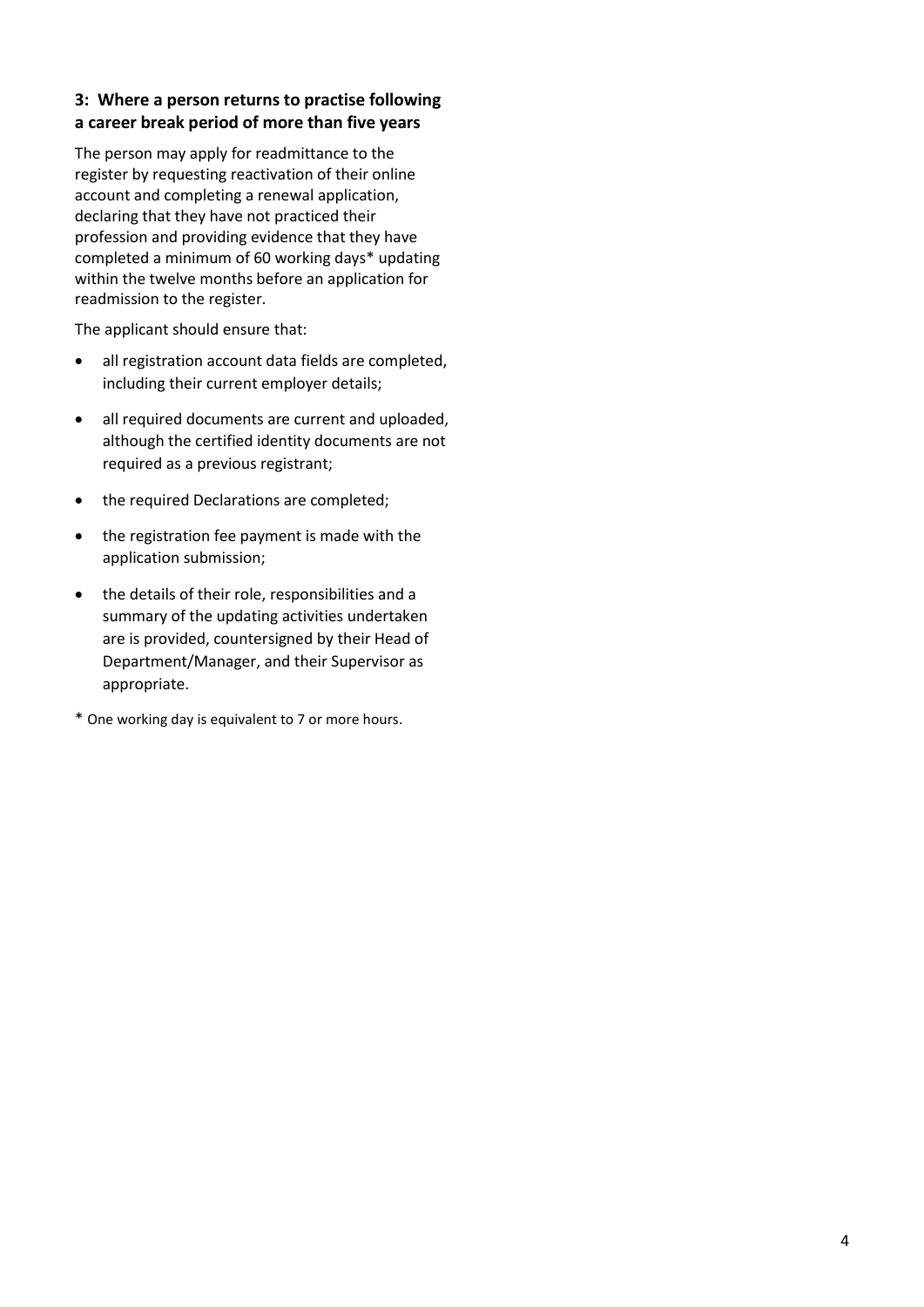### 3: Where a person returns to practise following a career break period of more than five years

The person may apply for readmittance to the register by requesting reactivation of their online account and completing a renewal application, declaring that they have not practiced their profession and providing evidence that they have completed a minimum of 60 working days* updating within the twelve months before an application for readmission to the register.

The applicant should ensure that:

- all registration account data fields are completed, including their current employer details;
- all required documents are current and uploaded, although the certified identity documents are not required as a previous registrant;
- the required Declarations are completed;
- the registration fee payment is made with the application submission;
- the details of their role, responsibilities and a summary of the updating activities undertaken are is provided, countersigned by their Head of Department/Manager, and their Supervisor as appropriate.

* One working day is equivalent to 7 or more hours.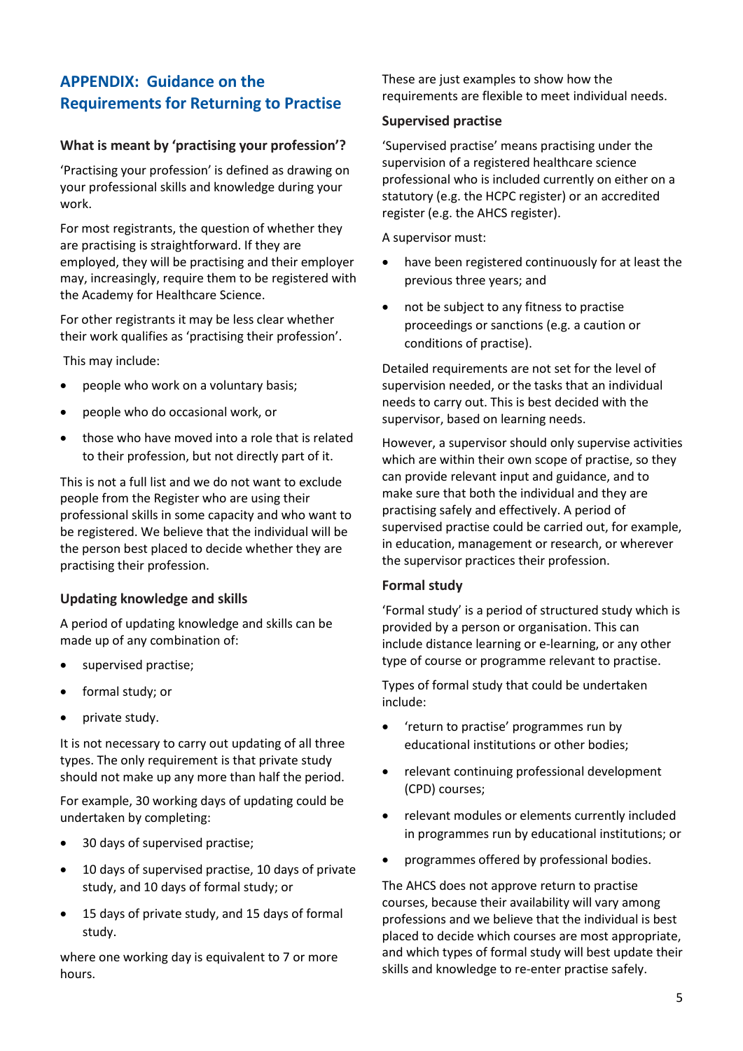## APPENDIX: Guidance on the Requirements for Returning to Practise

### What is meant by 'practising your profession'?

'Practising your profession' is defined as drawing on your professional skills and knowledge during your work.

For most registrants, the question of whether they are practising is straightforward. If they are employed, they will be practising and their employer may, increasingly, require them to be registered with the Academy for Healthcare Science.

For other registrants it may be less clear whether their work qualifies as 'practising their profession'.

This may include:

- people who work on a voluntary basis;
- people who do occasional work, or
- those who have moved into a role that is related to their profession, but not directly part of it.

This is not a full list and we do not want to exclude people from the Register who are using their professional skills in some capacity and who want to be registered. We believe that the individual will be the person best placed to decide whether they are practising their profession.

### Updating knowledge and skills

A period of updating knowledge and skills can be made up of any combination of:

- supervised practise;
- formal study; or
- private study.

It is not necessary to carry out updating of all three types. The only requirement is that private study should not make up any more than half the period.

For example, 30 working days of updating could be undertaken by completing:

- 30 days of supervised practise;
- 10 days of supervised practise, 10 days of private study, and 10 days of formal study; or
- 15 days of private study, and 15 days of formal study.

where one working day is equivalent to 7 or more hours.

These are just examples to show how the requirements are flexible to meet individual needs.

### Supervised practise

'Supervised practise' means practising under the supervision of a registered healthcare science professional who is included currently on either on a statutory (e.g. the HCPC register) or an accredited register (e.g. the AHCS register).

A supervisor must:

- have been registered continuously for at least the previous three years; and
- not be subject to any fitness to practise proceedings or sanctions (e.g. a caution or conditions of practise).

Detailed requirements are not set for the level of supervision needed, or the tasks that an individual needs to carry out. This is best decided with the supervisor, based on learning needs.

However, a supervisor should only supervise activities which are within their own scope of practise, so they can provide relevant input and guidance, and to make sure that both the individual and they are practising safely and effectively. A period of supervised practise could be carried out, for example, in education, management or research, or wherever the supervisor practices their profession.

### Formal study

'Formal study' is a period of structured study which is provided by a person or organisation. This can include distance learning or e-learning, or any other type of course or programme relevant to practise.

Types of formal study that could be undertaken include:

- 'return to practise' programmes run by educational institutions or other bodies;
- relevant continuing professional development (CPD) courses;
- relevant modules or elements currently included in programmes run by educational institutions; or
- programmes offered by professional bodies.

The AHCS does not approve return to practise courses, because their availability will vary among professions and we believe that the individual is best placed to decide which courses are most appropriate, and which types of formal study will best update their skills and knowledge to re-enter practise safely.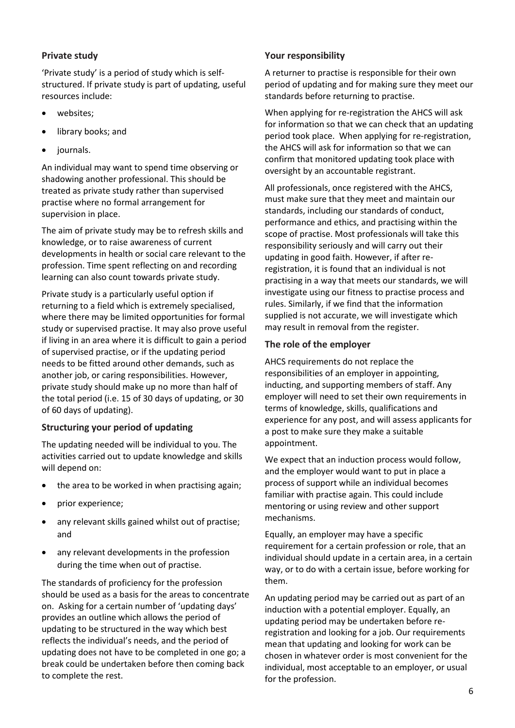### Private study

'Private study' is a period of study which is self-structured. If private study is part of updating, useful resources include:

- websites;
- library books; and
- journals.

An individual may want to spend time observing or shadowing another professional. This should be treated as private study rather than supervised practise where no formal arrangement for supervision in place.

The aim of private study may be to refresh skills and knowledge, or to raise awareness of current developments in health or social care relevant to the profession. Time spent reflecting on and recording learning can also count towards private study.

Private study is a particularly useful option if returning to a field which is extremely specialised, where there may be limited opportunities for formal study or supervised practise. It may also prove useful if living in an area where it is difficult to gain a period of supervised practise, or if the updating period needs to be fitted around other demands, such as another job, or caring responsibilities. However, private study should make up no more than half of the total period (i.e. 15 of 30 days of updating, or 30 of 60 days of updating).

### Structuring your period of updating

The updating needed will be individual to you. The activities carried out to update knowledge and skills will depend on:

- the area to be worked in when practising again;
- prior experience;
- any relevant skills gained whilst out of practise; and
- any relevant developments in the profession during the time when out of practise.

The standards of proficiency for the profession should be used as a basis for the areas to concentrate on. Asking for a certain number of 'updating days' provides an outline which allows the period of updating to be structured in the way which best reflects the individual's needs, and the period of updating does not have to be completed in one go; a break could be undertaken before then coming back to complete the rest.

### Your responsibility

A returner to practise is responsible for their own period of updating and for making sure they meet our standards before returning to practise.

When applying for re-registration the AHCS will ask for information so that we can check that an updating period took place. When applying for re-registration, the AHCS will ask for information so that we can confirm that monitored updating took place with oversight by an accountable registrant.

All professionals, once registered with the AHCS, must make sure that they meet and maintain our standards, including our standards of conduct, performance and ethics, and practising within the scope of practise. Most professionals will take this responsibility seriously and will carry out their updating in good faith. However, if after re-registration, it is found that an individual is not practising in a way that meets our standards, we will investigate using our fitness to practise process and rules. Similarly, if we find that the information supplied is not accurate, we will investigate which may result in removal from the register.

### The role of the employer

AHCS requirements do not replace the responsibilities of an employer in appointing, inducting, and supporting members of staff. Any employer will need to set their own requirements in terms of knowledge, skills, qualifications and experience for any post, and will assess applicants for a post to make sure they make a suitable appointment.

We expect that an induction process would follow, and the employer would want to put in place a process of support while an individual becomes familiar with practise again. This could include mentoring or using review and other support mechanisms.

Equally, an employer may have a specific requirement for a certain profession or role, that an individual should update in a certain area, in a certain way, or to do with a certain issue, before working for them.

An updating period may be carried out as part of an induction with a potential employer. Equally, an updating period may be undertaken before re-registration and looking for a job. Our requirements mean that updating and looking for work can be chosen in whatever order is most convenient for the individual, most acceptable to an employer, or usual for the profession.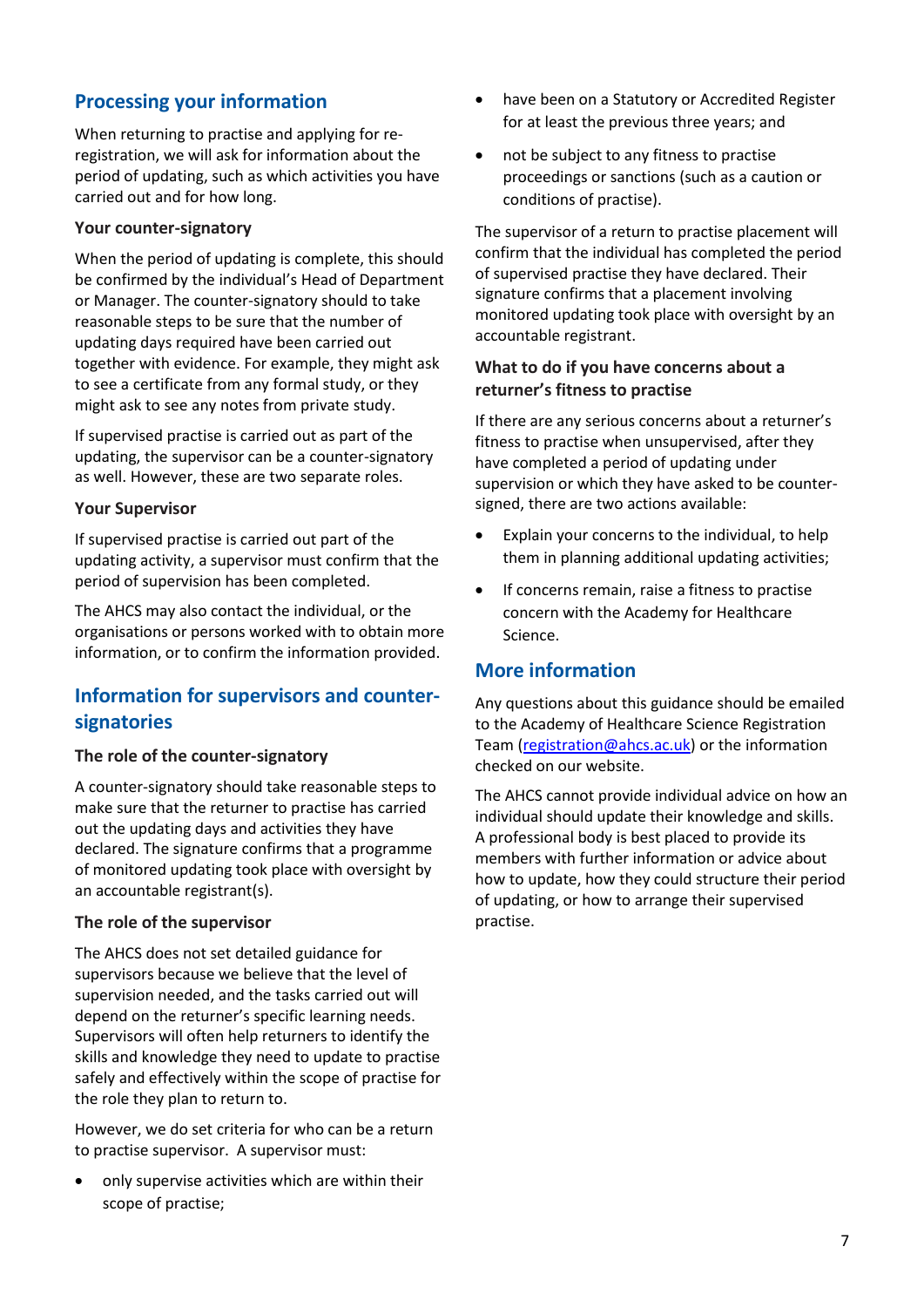## Processing your information

When returning to practise and applying for re-registration, we will ask for information about the period of updating, such as which activities you have carried out and for how long.

### Your counter-signatory

When the period of updating is complete, this should be confirmed by the individual's Head of Department or Manager. The counter-signatory should to take reasonable steps to be sure that the number of updating days required have been carried out together with evidence. For example, they might ask to see a certificate from any formal study, or they might ask to see any notes from private study.

If supervised practise is carried out as part of the updating, the supervisor can be a counter-signatory as well. However, these are two separate roles.

### Your Supervisor

If supervised practise is carried out part of the updating activity, a supervisor must confirm that the period of supervision has been completed.

The AHCS may also contact the individual, or the organisations or persons worked with to obtain more information, or to confirm the information provided.

## Information for supervisors and counter-signatories

### The role of the counter-signatory

A counter-signatory should take reasonable steps to make sure that the returner to practise has carried out the updating days and activities they have declared. The signature confirms that a programme of monitored updating took place with oversight by an accountable registrant(s).

### The role of the supervisor

The AHCS does not set detailed guidance for supervisors because we believe that the level of supervision needed, and the tasks carried out will depend on the returner's specific learning needs. Supervisors will often help returners to identify the skills and knowledge they need to update to practise safely and effectively within the scope of practise for the role they plan to return to.

However, we do set criteria for who can be a return to practise supervisor. A supervisor must:

- only supervise activities which are within their scope of practise;
- have been on a Statutory or Accredited Register for at least the previous three years; and
- not be subject to any fitness to practise proceedings or sanctions (such as a caution or conditions of practise).

The supervisor of a return to practise placement will confirm that the individual has completed the period of supervised practise they have declared. Their signature confirms that a placement involving monitored updating took place with oversight by an accountable registrant.

### What to do if you have concerns about a returner's fitness to practise

If there are any serious concerns about a returner's fitness to practise when unsupervised, after they have completed a period of updating under supervision or which they have asked to be counter-signed, there are two actions available:

- Explain your concerns to the individual, to help them in planning additional updating activities;
- If concerns remain, raise a fitness to practise concern with the Academy for Healthcare Science.

## More information

Any questions about this guidance should be emailed to the Academy of Healthcare Science Registration Team (registration@ahcs.ac.uk) or the information checked on our website.

The AHCS cannot provide individual advice on how an individual should update their knowledge and skills. A professional body is best placed to provide its members with further information or advice about how to update, how they could structure their period of updating, or how to arrange their supervised practise.